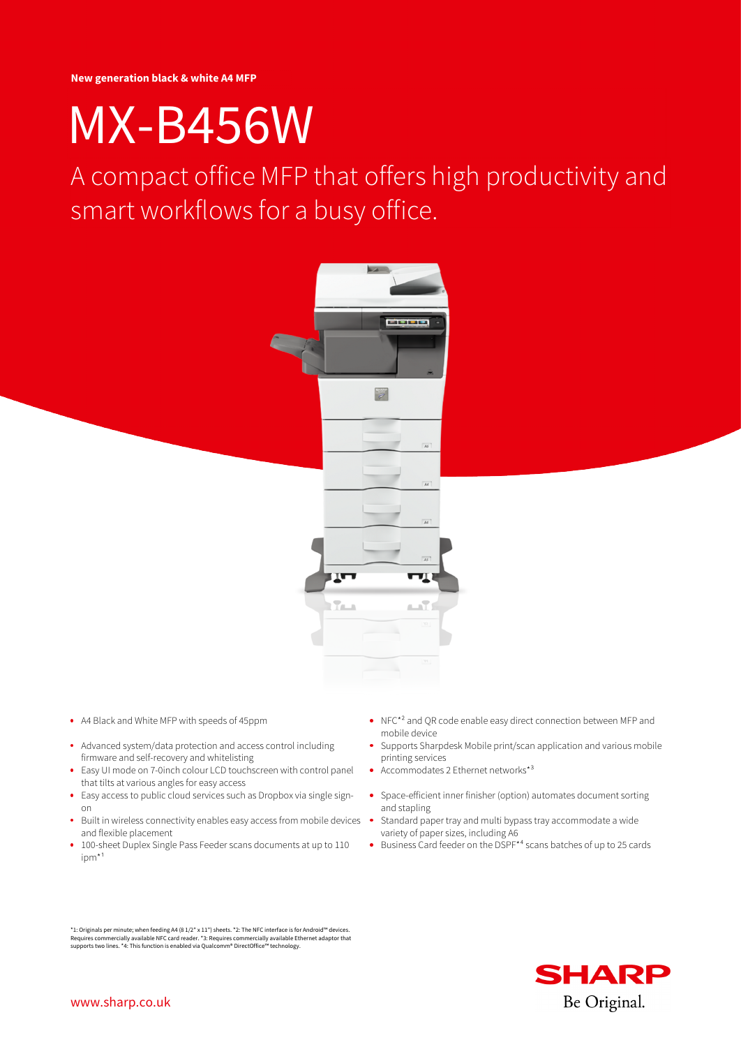**New generation black & white A4 MFP**

# MX-B456W

## A compact office MFP that offers high productivity and smart workflows for a busy office.

- A4 Black and White MFP with speeds of 45ppm
- Advanced system/data protection and access control including firmware and self-recovery and whitelisting
- Easy UI mode on 7-0inch colour LCD touchscreen with control panel that tilts at various angles for easy access
- Easy access to public cloud services such as Dropbox via single sign-on
- Built in wireless connectivity enables easy access from mobile devices and flexible placement
- 100-sheet Duplex Single Pass Feeder scans documents at up to 110 ipm*1
- NFC*2 and QR code enable easy direct connection between MFP and mobile device
- Supports Sharpdesk Mobile print/scan application and various mobile printing services
- Accommodates 2 Ethernet networks*3
- Space-efficient inner finisher (option) automates document sorting and stapling
- Standard paper tray and multi bypass tray accommodate a wide variety of paper sizes, including A6
- Business Card feeder on the DSPF*4 scans batches of up to 25 cards

*1: Originals per minute; when feeding A4 (8 1/2" x 11") sheets. *2: The NFC interface is for Android™ devices. Requires commercially available NFC card reader. *3: Requires commercially available Ethernet adaptor that supports two lines. *4: This function is enabled via Qualcomm® DirectOffice™ technology.

www.sharp.co.uk

SHARP
Be Original.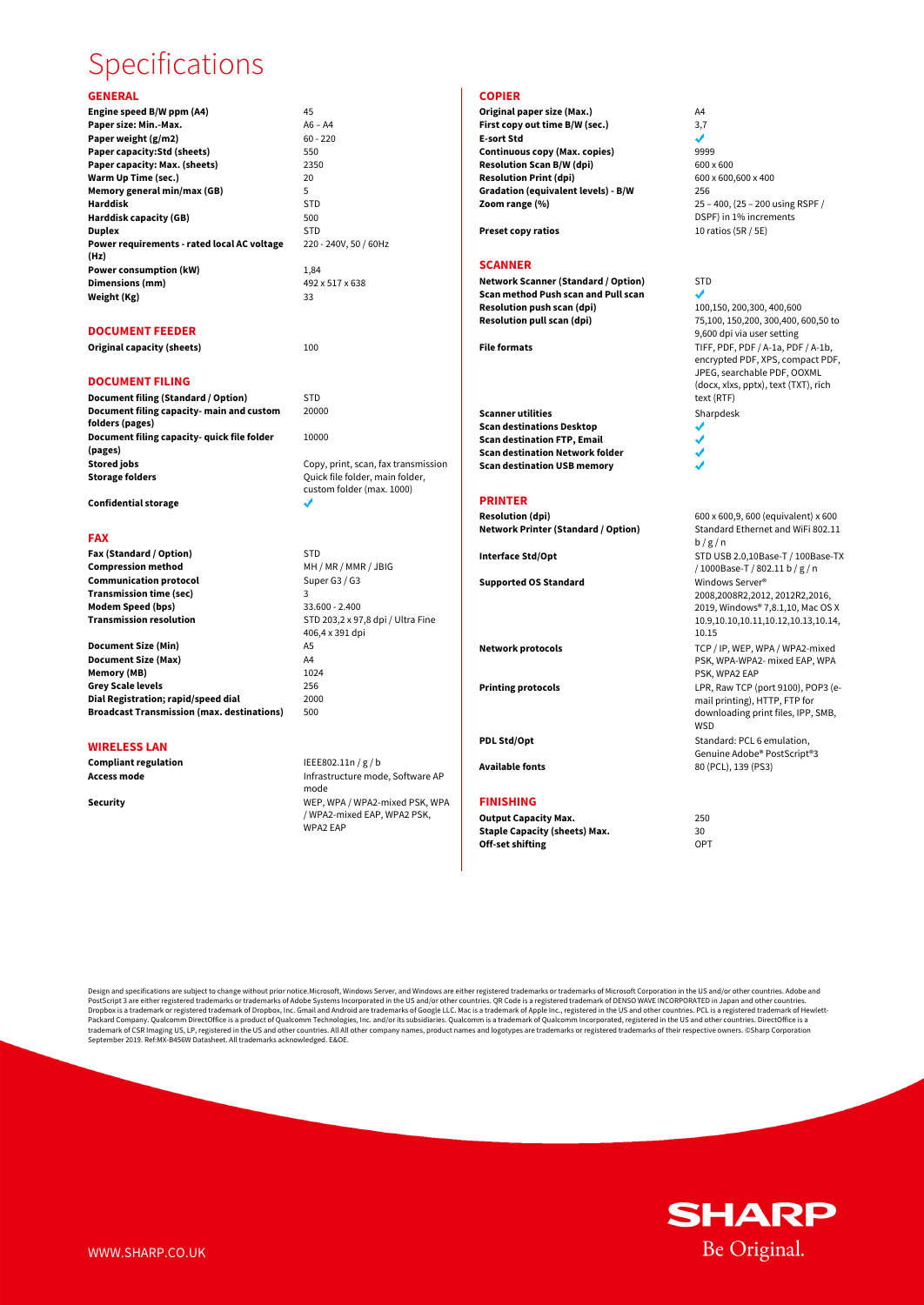# Specifications

## GENERAL

| | |
|---|---|
| **Engine speed B/W ppm (A4)** | 45 |
| **Paper size: Min.-Max.** | A6 – A4 |
| **Paper weight (g/m2)** | 60 - 220 |
| **Paper capacity:Std (sheets)** | 550 |
| **Paper capacity: Max. (sheets)** | 2350 |
| **Warm Up Time (sec.)** | 20 |
| **Memory general min/max (GB)** | 5 |
| **Harddisk** | STD |
| **Harddisk capacity (GB)** | 500 |
| **Duplex** | STD |
| **Power requirements - rated local AC voltage (Hz)** | 220 - 240V, 50 / 60Hz |
| **Power consumption (kW)** | 1,84 |
| **Dimensions (mm)** | 492 x 517 x 638 |
| **Weight (Kg)** | 33 |

## DOCUMENT FEEDER

| | |
|---|---|
| **Original capacity (sheets)** | 100 |

## DOCUMENT FILING

| | |
|---|---|
| **Document filing (Standard / Option)** | STD |
| **Document filing capacity- main and custom folders (pages)** | 20000 |
| **Document filing capacity- quick file folder (pages)** | 10000 |
| **Stored jobs** | Copy, print, scan, fax transmission |
| **Storage folders** | Quick file folder, main folder, custom folder (max. 1000) |
| **Confidential storage** | ✓ |

## FAX

| | |
|---|---|
| **Fax (Standard / Option)** | STD |
| **Compression method** | MH / MR / MMR / JBIG |
| **Communication protocol** | Super G3 / G3 |
| **Transmission time (sec)** | 3 |
| **Modem Speed (bps)** | 33.600 - 2.400 |
| **Transmission resolution** | STD 203,2 x 97,8 dpi / Ultra Fine 406,4 x 391 dpi |
| **Document Size (Min)** | A5 |
| **Document Size (Max)** | A4 |
| **Memory (MB)** | 1024 |
| **Grey Scale levels** | 256 |
| **Dial Registration; rapid/speed dial** | 2000 |
| **Broadcast Transmission (max. destinations)** | 500 |

## WIRELESS LAN

| | |
|---|---|
| **Compliant regulation** | IEEE802.11n / g / b |
| **Access mode** | Infrastructure mode, Software AP mode |
| **Security** | WEP, WPA / WPA2-mixed PSK, WPA / WPA2-mixed EAP, WPA2 PSK, WPA2 EAP |

## COPIER

| | |
|---|---|
| **Original paper size (Max.)** | A4 |
| **First copy out time B/W (sec.)** | 3,7 |
| **E-sort Std** | ✓ |
| **Continuous copy (Max. copies)** | 9999 |
| **Resolution Scan B/W (dpi)** | 600 x 600 |
| **Resolution Print (dpi)** | 600 x 600,600 x 400 |
| **Gradation (equivalent levels) - B/W** | 256 |
| **Zoom range (%)** | 25 – 400, (25 – 200 using RSPF / DSPF) in 1% increments |
| **Preset copy ratios** | 10 ratios (5R / 5E) |

## SCANNER

| | |
|---|---|
| **Network Scanner (Standard / Option)** | STD |
| **Scan method Push scan and Pull scan** | ✓ |
| **Resolution push scan (dpi)** | 100,150, 200,300, 400,600 |
| **Resolution pull scan (dpi)** | 75,100, 150,200, 300,400, 600,50 to 9,600 dpi via user setting |
| **File formats** | TIFF, PDF, PDF / A-1a, PDF / A-1b, encrypted PDF, XPS, compact PDF, JPEG, searchable PDF, OOXML (docx, xlxs, pptx), text (TXT), rich text (RTF) |
| **Scanner utilities** | Sharpdesk |
| **Scan destinations Desktop** | ✓ |
| **Scan destination FTP, Email** | ✓ |
| **Scan destination Network folder** | ✓ |
| **Scan destination USB memory** | ✓ |

## PRINTER

| | |
|---|---|
| **Resolution (dpi)** | 600 x 600,9, 600 (equivalent) x 600 |
| **Network Printer (Standard / Option)** | Standard Ethernet and WiFi 802.11 b / g / n |
| **Interface Std/Opt** | STD USB 2.0,10Base-T / 100Base-TX / 1000Base-T / 802.11 b / g / n |
| **Supported OS Standard** | Windows Server® 2008,2008R2,2012, 2012R2,2016, 2019, Windows® 7,8.1,10, Mac OS X 10.9,10.10,10.11,10.12,10.13,10.14, 10.15 |
| **Network protocols** | TCP / IP, WEP, WPA / WPA2-mixed PSK, WPA-WPA2- mixed EAP, WPA PSK, WPA2 EAP |
| **Printing protocols** | LPR, Raw TCP (port 9100), POP3 (e-mail printing), HTTP, FTP for downloading print files, IPP, SMB, WSD |
| **PDL Std/Opt** | Standard: PCL 6 emulation, Genuine Adobe® PostScript®3 |
| **Available fonts** | 80 (PCL), 139 (PS3) |

## FINISHING

| | |
|---|---|
| **Output Capacity Max.** | 250 |
| **Staple Capacity (sheets) Max.** | 30 |
| **Off-set shifting** | OPT |

Design and specifications are subject to change without prior notice.Microsoft, Windows Server, and Windows are either registered trademarks or trademarks of Microsoft Corporation in the US and/or other countries. Adobe and PostScript 3 are either registered trademarks or trademarks of Adobe Systems Incorporated in the US and/or other countries. QR Code is a registered trademark of DENSO WAVE INCORPORATED in Japan and other countries. Dropbox is a trademark or registered trademark of Dropbox, Inc. Gmail and Android are trademarks of Google LLC. Mac is a trademark of Apple Inc., registered in the US and other countries. PCL is a registered trademark of Hewlett-Packard Company. Qualcomm DirectOffice is a product of Qualcomm Technologies, Inc. and/or its subsidiaries. Qualcomm is a trademark of Qualcomm Incorporated, registered in the US and other countries. DirectOffice is a trademark of CSR Imaging US, LP, registered in the US and other countries. All All other company names, product names and logotypes are trademarks or registered trademarks of their respective owners. ©Sharp Corporation September 2019. Ref:MX-B456W Datasheet. All trademarks acknowledged. E&OE.

WWW.SHARP.CO.UK

SHARP
Be Original.